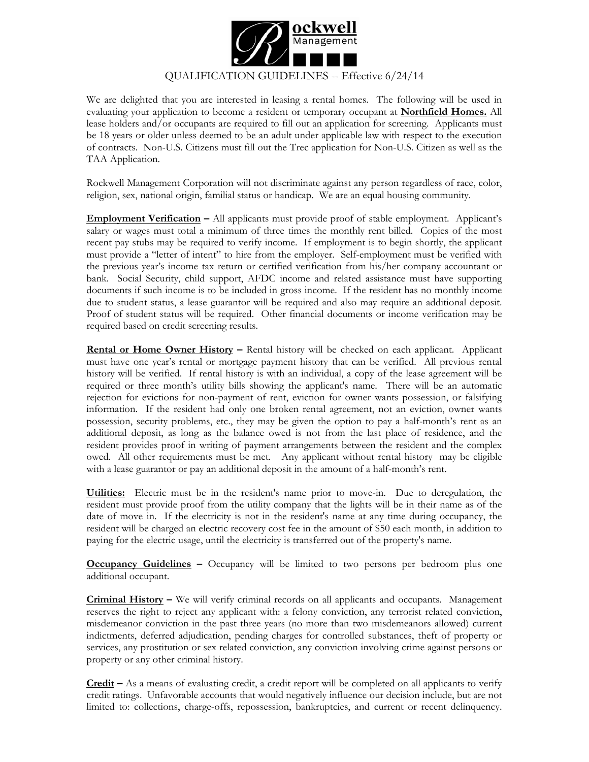**Rockwell Management**

QUALIFICATION GUIDELINES -- Effective 6/24/14

We are delighted that you are interested in leasing a rental homes. The following will be used in evaluating your application to become a resident or temporary occupant at **Northfield Homes.** All lease holders and/or occupants are required to fill out an application for screening. Applicants must be 18 years or older unless deemed to be an adult under applicable law with respect to the execution of contracts. Non-U.S. Citizens must fill out the Trec application for Non-U.S. Citizen as well as the TAA Application.

Rockwell Management Corporation will not discriminate against any person regardless of race, color, religion, sex, national origin, familial status or handicap. We are an equal housing community.

**Employment Verification** – All applicants must provide proof of stable employment. Applicant's salary or wages must total a minimum of three times the monthly rent billed. Copies of the most recent pay stubs may be required to verify income. If employment is to begin shortly, the applicant must provide a "letter of intent" to hire from the employer. Self-employment must be verified with the previous year's income tax return or certified verification from his/her company accountant or bank. Social Security, child support, AFDC income and related assistance must have supporting documents if such income is to be included in gross income. If the resident has no monthly income due to student status, a lease guarantor will be required and also may require an additional deposit. Proof of student status will be required. Other financial documents or income verification may be required based on credit screening results.

**Rental or Home Owner History** – Rental history will be checked on each applicant. Applicant must have one year's rental or mortgage payment history that can be verified. All previous rental history will be verified. If rental history is with an individual, a copy of the lease agreement will be required or three month's utility bills showing the applicant's name. There will be an automatic rejection for evictions for non-payment of rent, eviction for owner wants possession, or falsifying information. If the resident had only one broken rental agreement, not an eviction, owner wants possession, security problems, etc., they may be given the option to pay a half-month's rent as an additional deposit, as long as the balance owed is not from the last place of residence, and the resident provides proof in writing of payment arrangements between the resident and the complex owed. All other requirements must be met. Any applicant without rental history may be eligible with a lease guarantor or pay an additional deposit in the amount of a half-month's rent.

**Utilities:** Electric must be in the resident's name prior to move-in. Due to deregulation, the resident must provide proof from the utility company that the lights will be in their name as of the date of move in. If the electricity is not in the resident's name at any time during occupancy, the resident will be charged an electric recovery cost fee in the amount of $50 each month, in addition to paying for the electric usage, until the electricity is transferred out of the property's name.

**Occupancy Guidelines** – Occupancy will be limited to two persons per bedroom plus one additional occupant.

**Criminal History** – We will verify criminal records on all applicants and occupants. Management reserves the right to reject any applicant with: a felony conviction, any terrorist related conviction, misdemeanor conviction in the past three years (no more than two misdemeanors allowed) current indictments, deferred adjudication, pending charges for controlled substances, theft of property or services, any prostitution or sex related conviction, any conviction involving crime against persons or property or any other criminal history.

**Credit** – As a means of evaluating credit, a credit report will be completed on all applicants to verify credit ratings. Unfavorable accounts that would negatively influence our decision include, but are not limited to: collections, charge-offs, repossession, bankruptcies, and current or recent delinquency.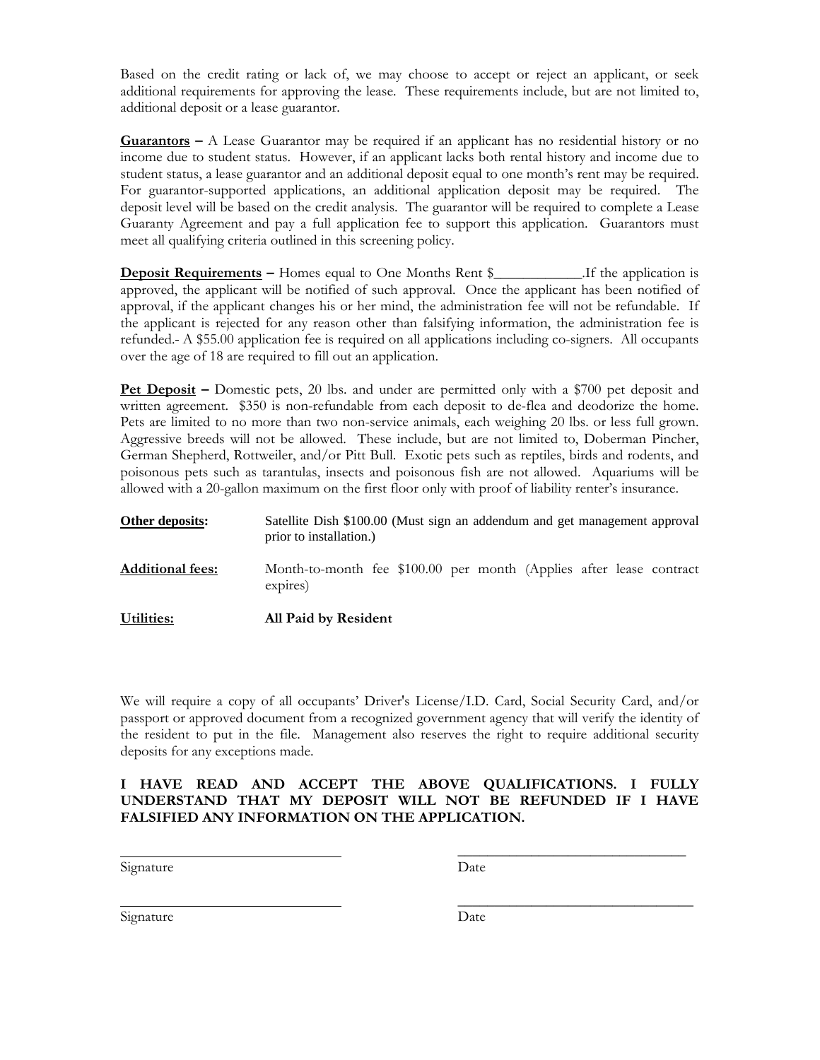Based on the credit rating or lack of, we may choose to accept or reject an applicant, or seek additional requirements for approving the lease. These requirements include, but are not limited to, additional deposit or a lease guarantor.

**Guarantors** – A Lease Guarantor may be required if an applicant has no residential history or no income due to student status. However, if an applicant lacks both rental history and income due to student status, a lease guarantor and an additional deposit equal to one month's rent may be required. For guarantor-supported applications, an additional application deposit may be required. The deposit level will be based on the credit analysis. The guarantor will be required to complete a Lease Guaranty Agreement and pay a full application fee to support this application. Guarantors must meet all qualifying criteria outlined in this screening policy.

**Deposit Requirements** – Homes equal to One Months Rent $____________.If the application is approved, the applicant will be notified of such approval. Once the applicant has been notified of approval, if the applicant changes his or her mind, the administration fee will not be refundable. If the applicant is rejected for any reason other than falsifying information, the administration fee is refunded.- A $55.00 application fee is required on all applications including co-signers. All occupants over the age of 18 are required to fill out an application.

**Pet Deposit** – Domestic pets, 20 lbs. and under are permitted only with a $700 pet deposit and written agreement. $350 is non-refundable from each deposit to de-flea and deodorize the home. Pets are limited to no more than two non-service animals, each weighing 20 lbs. or less full grown. Aggressive breeds will not be allowed. These include, but are not limited to, Doberman Pincher, German Shepherd, Rottweiler, and/or Pitt Bull. Exotic pets such as reptiles, birds and rodents, and poisonous pets such as tarantulas, insects and poisonous fish are not allowed. Aquariums will be allowed with a 20-gallon maximum on the first floor only with proof of liability renter's insurance.

| | |
|---|---|
| **Other deposits:** | Satellite Dish $100.00 (Must sign an addendum and get management approval prior to installation.) |
| **Additional fees:** | Month-to-month fee $100.00 per month (Applies after lease contract expires) |
| **Utilities:** | **All Paid by Resident** |

We will require a copy of all occupants' Driver's License/I.D. Card, Social Security Card, and/or passport or approved document from a recognized government agency that will verify the identity of the resident to put in the file. Management also reserves the right to require additional security deposits for any exceptions made.

**I HAVE READ AND ACCEPT THE ABOVE QUALIFICATIONS. I FULLY UNDERSTAND THAT MY DEPOSIT WILL NOT BE REFUNDED IF I HAVE FALSIFIED ANY INFORMATION ON THE APPLICATION.**

______________________________ ______________________________

Signature Date

______________________________ ______________________________

Signature Date